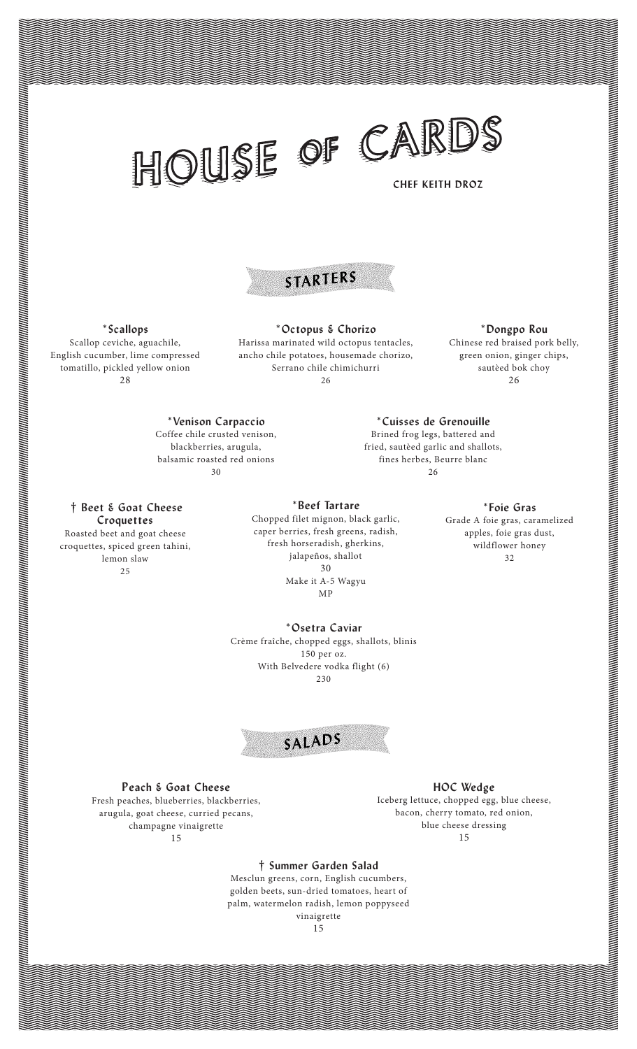# HOUSE OF CARDS

CHEF KEITH DROZ

## STARTERS

### *Scallops

Scallop ceviche, aguachile, English cucumber, lime compressed tomatillo, pickled yellow onion

28

### *Octopus & Chorizo

Harissa marinated wild octopus tentacles, ancho chile potatoes, housemade chorizo, Serrano chile chimichurri

26

### *Dongpo Rou

Chinese red braised pork belly, green onion, ginger chips, sautèed bok choy

26

### *Venison Carpaccio

Coffee chile crusted venison, blackberries, arugula, balsamic roasted red onions

30

### *Cuisses de Grenouille

Brined frog legs, battered and fried, sautèed garlic and shallots, fines herbes, Beurre blanc

26

### † Beet & Goat Cheese Croquettes

Roasted beet and goat cheese croquettes, spiced green tahini, lemon slaw

25

### *Beef Tartare

Chopped filet mignon, black garlic, caper berries, fresh greens, radish, fresh horseradish, gherkins, jalapeños, shallot

30

Make it A-5 Wagyu

MP

### *Foie Gras

Grade A foie gras, caramelized apples, foie gras dust, wildflower honey

32

### *Osetra Caviar

Crème fraîche, chopped eggs, shallots, blinis

150 per oz.

With Belvedere vodka flight (6)

230

## SALADS

### Peach & Goat Cheese

Fresh peaches, blueberries, blackberries, arugula, goat cheese, curried pecans, champagne vinaigrette

15

### HOC Wedge

Iceberg lettuce, chopped egg, blue cheese, bacon, cherry tomato, red onion, blue cheese dressing

15

### † Summer Garden Salad

Mesclun greens, corn, English cucumbers, golden beets, sun-dried tomatoes, heart of palm, watermelon radish, lemon poppyseed vinaigrette

15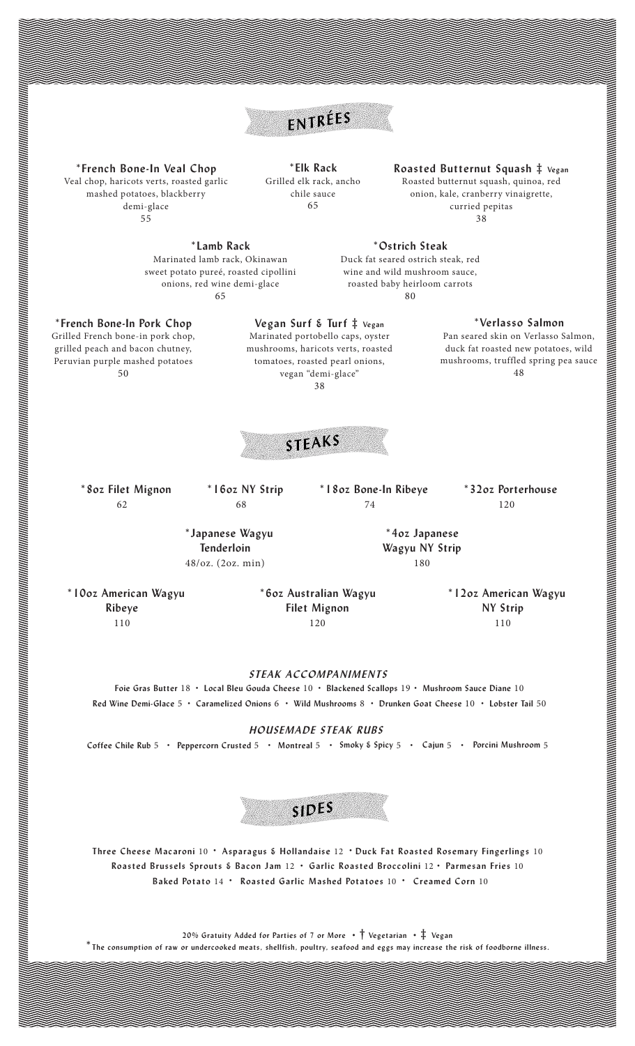## ENTRÉES

**\*French Bone-In Veal Chop**
Veal chop, haricots verts, roasted garlic mashed potatoes, blackberry demi-glace
55

**\*Elk Rack**
Grilled elk rack, ancho chile sauce
65

**Roasted Butternut Squash ‡ Vegan**
Roasted butternut squash, quinoa, red onion, kale, cranberry vinaigrette, curried pepitas
38

**\*Lamb Rack**
Marinated lamb rack, Okinawan sweet potato pureé, roasted cipollini onions, red wine demi-glace
65

**\*Ostrich Steak**
Duck fat seared ostrich steak, red wine and wild mushroom sauce, roasted baby heirloom carrots
80

**\*French Bone-In Pork Chop**
Grilled French bone-in pork chop, grilled peach and bacon chutney, Peruvian purple mashed potatoes
50

**Vegan Surf & Turf ‡ Vegan**
Marinated portobello caps, oyster mushrooms, haricots verts, roasted tomatoes, roasted pearl onions, vegan "demi-glace"
38

**\*Verlasso Salmon**
Pan seared skin on Verlasso Salmon, duck fat roasted new potatoes, wild mushrooms, truffled spring pea sauce
48

## STEAKS

**\*8oz Filet Mignon** 62

**\*16oz NY Strip** 68

**\*18oz Bone-In Ribeye** 74

**\*32oz Porterhouse** 120

**\*Japanese Wagyu Tenderloin** 48/oz. (2oz. min)

**\*4oz Japanese Wagyu NY Strip** 180

**\*10oz American Wagyu Ribeye** 110

**\*6oz Australian Wagyu Filet Mignon** 120

**\*12oz American Wagyu NY Strip** 110

### *STEAK ACCOMPANIMENTS*

**Foie Gras Butter** 18 • **Local Bleu Gouda Cheese** 10 • **Blackened Scallops** 19 • **Mushroom Sauce Diane** 10
**Red Wine Demi-Glace** 5 • **Caramelized Onions** 6 • **Wild Mushrooms** 8 • **Drunken Goat Cheese** 10 • **Lobster Tail** 50

### *HOUSEMADE STEAK RUBS*

**Coffee Chile Rub** 5 • **Peppercorn Crusted** 5 • **Montreal** 5 • **Smoky & Spicy** 5 • **Cajun** 5 • **Porcini Mushroom** 5

## SIDES

**Three Cheese Macaroni** 10 • **Asparagus & Hollandaise** 12 • **Duck Fat Roasted Rosemary Fingerlings** 10
**Roasted Brussels Sprouts & Bacon Jam** 12 • **Garlic Roasted Broccolini** 12 • **Parmesan Fries** 10
**Baked Potato** 14 • **Roasted Garlic Mashed Potatoes** 10 • **Creamed Corn** 10

20% Gratuity Added for Parties of 7 or More • † Vegetarian • ‡ Vegan
\*The consumption of raw or undercooked meats, shellfish, poultry, seafood and eggs may increase the risk of foodborne illness.